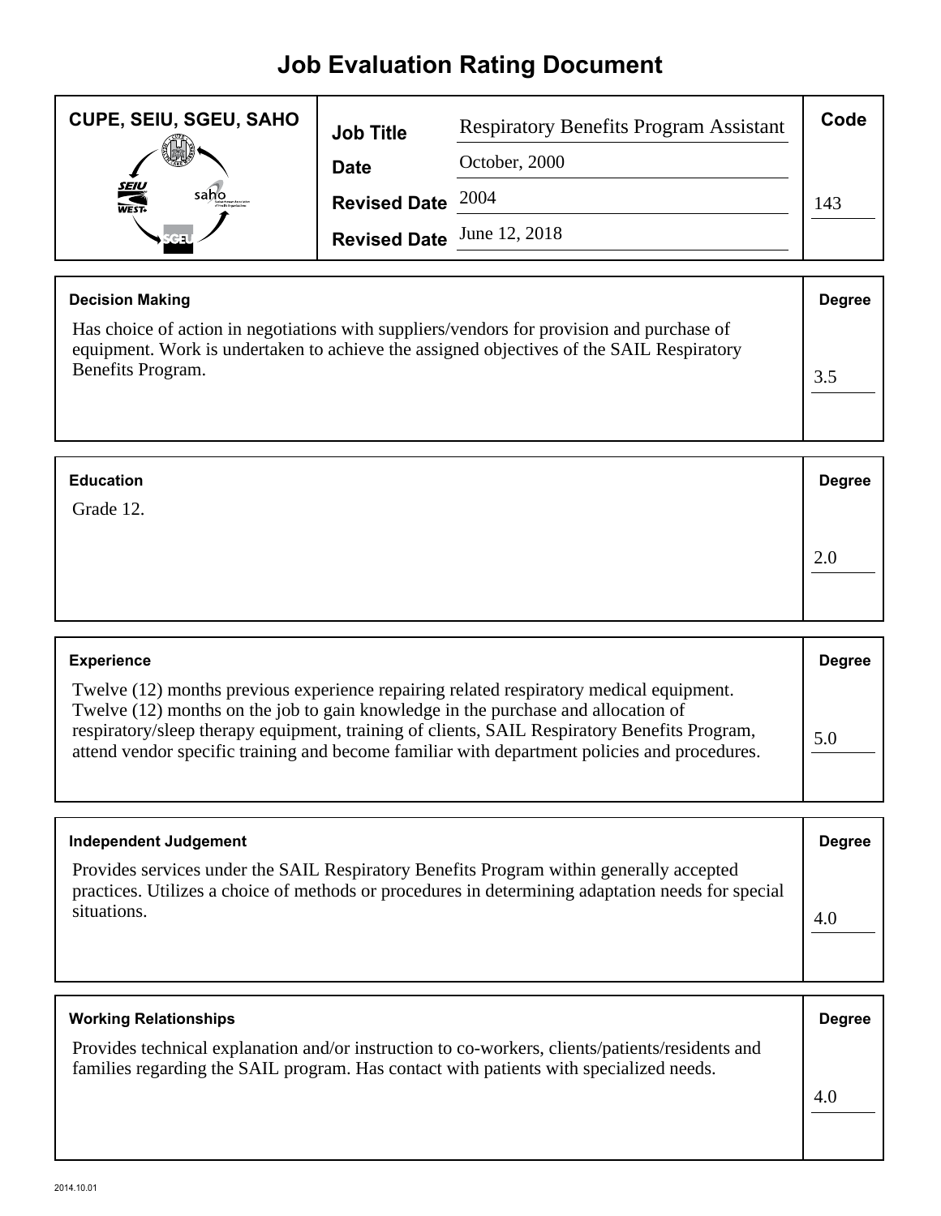# Job Evaluation Rating Document

| CUPE, SEIU, SGEU, SAHO | | | Code |
|---|---|---|---|
| | **Job Title** | Respiratory Benefits Program Assistant | |
| | **Date** | October, 2000 | |
| | **Revised Date** | 2004 | 143 |
| | **Revised Date** | June 12, 2018 | |

| **Decision Making** | **Degree** |
|---|---|
| Has choice of action in negotiations with suppliers/vendors for provision and purchase of equipment. Work is undertaken to achieve the assigned objectives of the SAIL Respiratory Benefits Program. | 3.5 |

| **Education** | **Degree** |
|---|---|
| Grade 12. | 2.0 |

| **Experience** | **Degree** |
|---|---|
| Twelve (12) months previous experience repairing related respiratory medical equipment. Twelve (12) months on the job to gain knowledge in the purchase and allocation of respiratory/sleep therapy equipment, training of clients, SAIL Respiratory Benefits Program, attend vendor specific training and become familiar with department policies and procedures. | 5.0 |

| **Independent Judgement** | **Degree** |
|---|---|
| Provides services under the SAIL Respiratory Benefits Program within generally accepted practices. Utilizes a choice of methods or procedures in determining adaptation needs for special situations. | 4.0 |

| **Working Relationships** | **Degree** |
|---|---|
| Provides technical explanation and/or instruction to co-workers, clients/patients/residents and families regarding the SAIL program. Has contact with patients with specialized needs. | 4.0 |

2014.10.01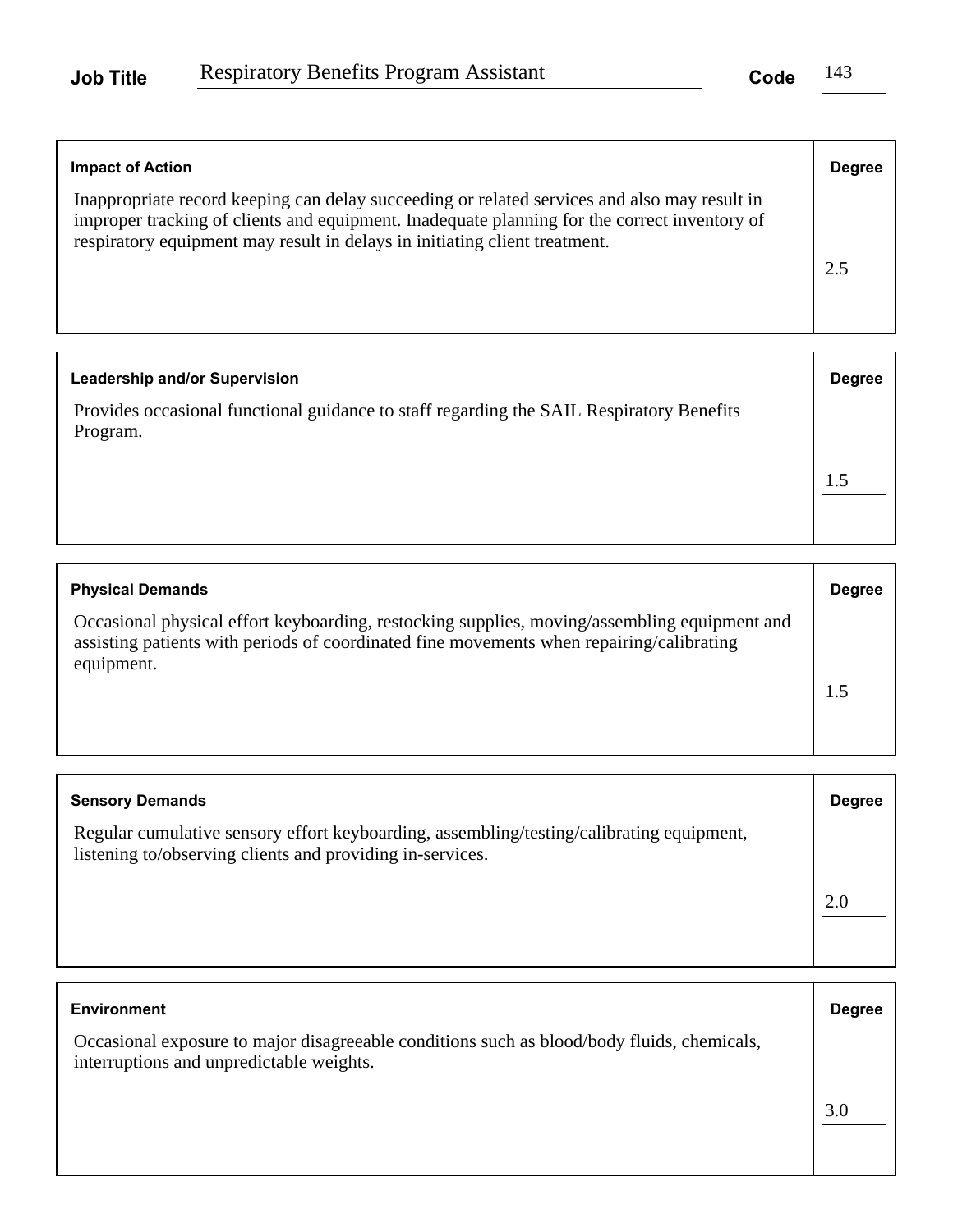**Job Title** Respiratory Benefits Program Assistant **Code** 143

| Impact of Action | Degree |
| --- | --- |
| Inappropriate record keeping can delay succeeding or related services and also may result in improper tracking of clients and equipment. Inadequate planning for the correct inventory of respiratory equipment may result in delays in initiating client treatment. | 2.5 |

| Leadership and/or Supervision | Degree |
| --- | --- |
| Provides occasional functional guidance to staff regarding the SAIL Respiratory Benefits Program. | 1.5 |

| Physical Demands | Degree |
| --- | --- |
| Occasional physical effort keyboarding, restocking supplies, moving/assembling equipment and assisting patients with periods of coordinated fine movements when repairing/calibrating equipment. | 1.5 |

| Sensory Demands | Degree |
| --- | --- |
| Regular cumulative sensory effort keyboarding, assembling/testing/calibrating equipment, listening to/observing clients and providing in-services. | 2.0 |

| Environment | Degree |
| --- | --- |
| Occasional exposure to major disagreeable conditions such as blood/body fluids, chemicals, interruptions and unpredictable weights. | 3.0 |